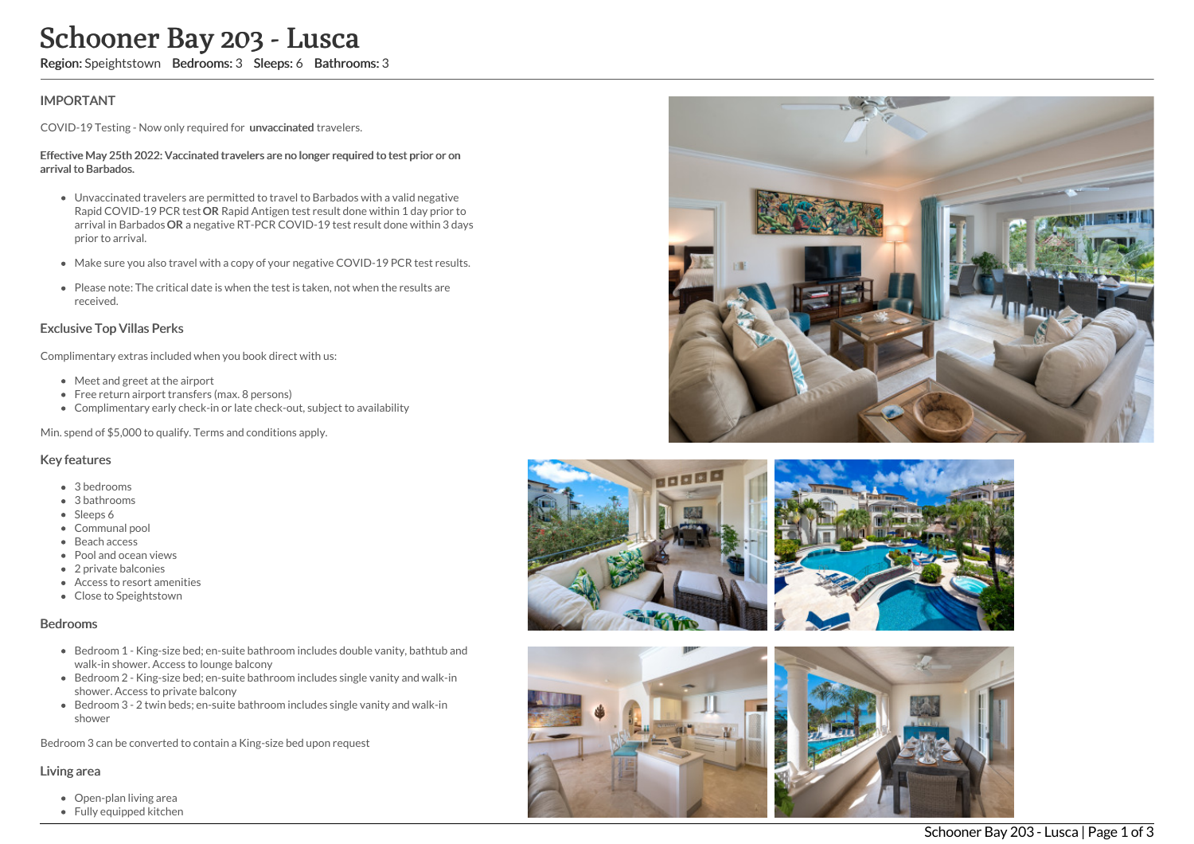# Schooner Bay 203 - Lusca

**Region:** Speightstown **Bedrooms:** 3 **Sleeps:** 6 **Bathrooms:** 3

## IMPORTANT

COVID-19 Testing - Now only required for **unvaccinated** travelers.

**Effective May 25th 2022: Vaccinated travelers are no longer required to test prior or on arrival to Barbados.**

- Unvaccinated travelers are permitted to travel to Barbados with a valid negative Rapid COVID-19 PCR test **OR** Rapid Antigen test result done within 1 day prior to arrival in Barbados **OR** a negative RT-PCR COVID-19 test result done within 3 days prior to arrival.
- Make sure you also travel with a copy of your negative COVID-19 PCR test results.
- Please note: The critical date is when the test is taken, not when the results are received.

## Exclusive Top Villas Perks

Complimentary extras included when you book direct with us:

- Meet and greet at the airport
- Free return airport transfers (max. 8 persons)
- Complimentary early check-in or late check-out, subject to availability

Min. spend of $5,000 to qualify. Terms and conditions apply.

## Key features

- 3 bedrooms
- 3 bathrooms
- Sleeps 6
- Communal pool
- Beach access
- Pool and ocean views
- 2 private balconies
- Access to resort amenities
- Close to Speightstown

## Bedrooms

- Bedroom 1 - King-size bed; en-suite bathroom includes double vanity, bathtub and walk-in shower. Access to lounge balcony
- Bedroom 2 - King-size bed; en-suite bathroom includes single vanity and walk-in shower. Access to private balcony
- Bedroom 3 - 2 twin beds; en-suite bathroom includes single vanity and walk-in shower

Bedroom 3 can be converted to contain a King-size bed upon request

## Living area

- Open-plan living area
- Fully equipped kitchen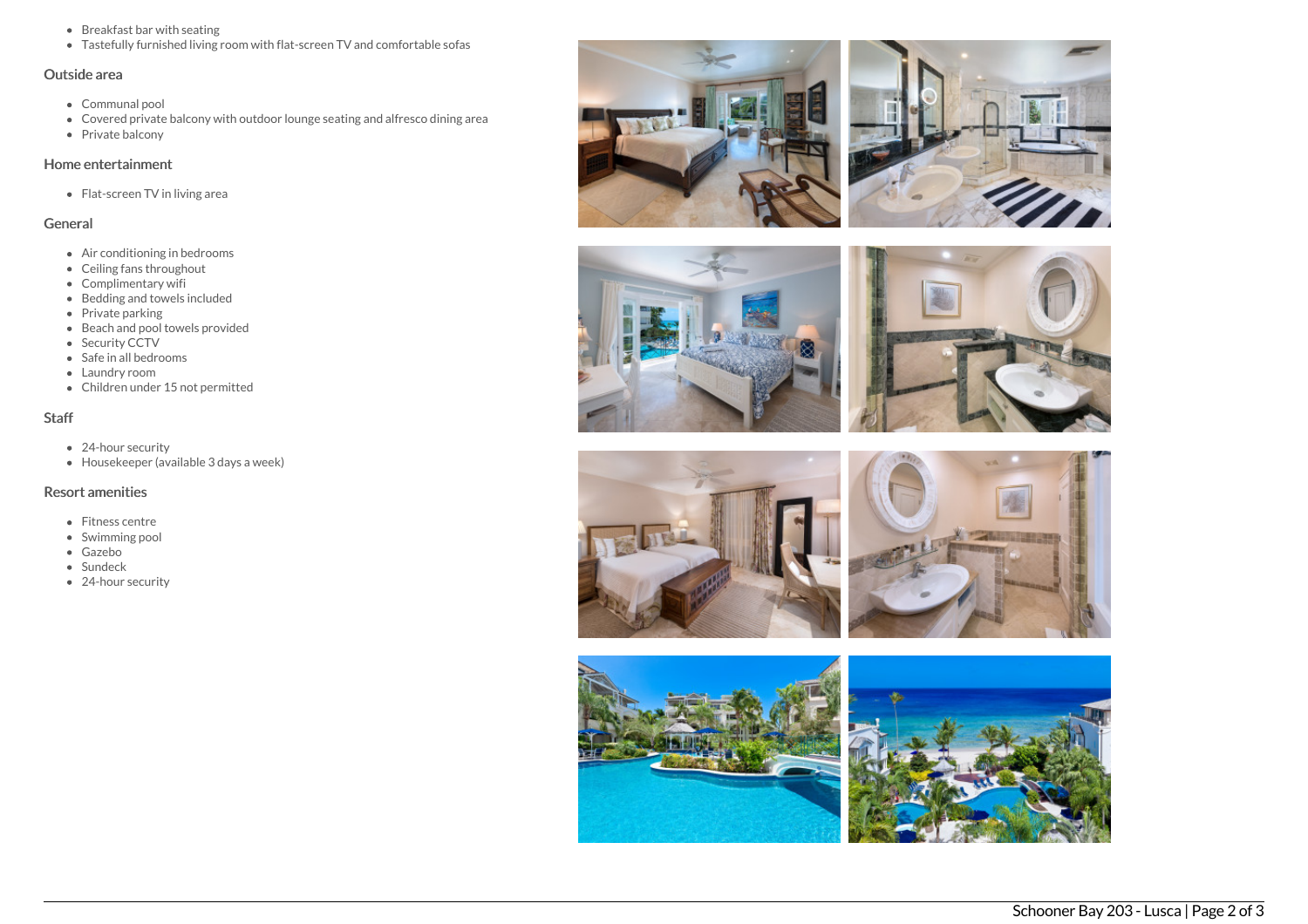- Breakfast bar with seating
- Tastefully furnished living room with flat-screen TV and comfortable sofas

## Outside area

- Communal pool
- Covered private balcony with outdoor lounge seating and alfresco dining area
- Private balcony

## Home entertainment

- Flat-screen TV in living area

## General

- Air conditioning in bedrooms
- Ceiling fans throughout
- Complimentary wifi
- Bedding and towels included
- Private parking
- Beach and pool towels provided
- Security CCTV
- Safe in all bedrooms
- Laundry room
- Children under 15 not permitted

## Staff

- 24-hour security
- Housekeeper (available 3 days a week)

## Resort amenities

- Fitness centre
- Swimming pool
- Gazebo
- Sundeck
- 24-hour security